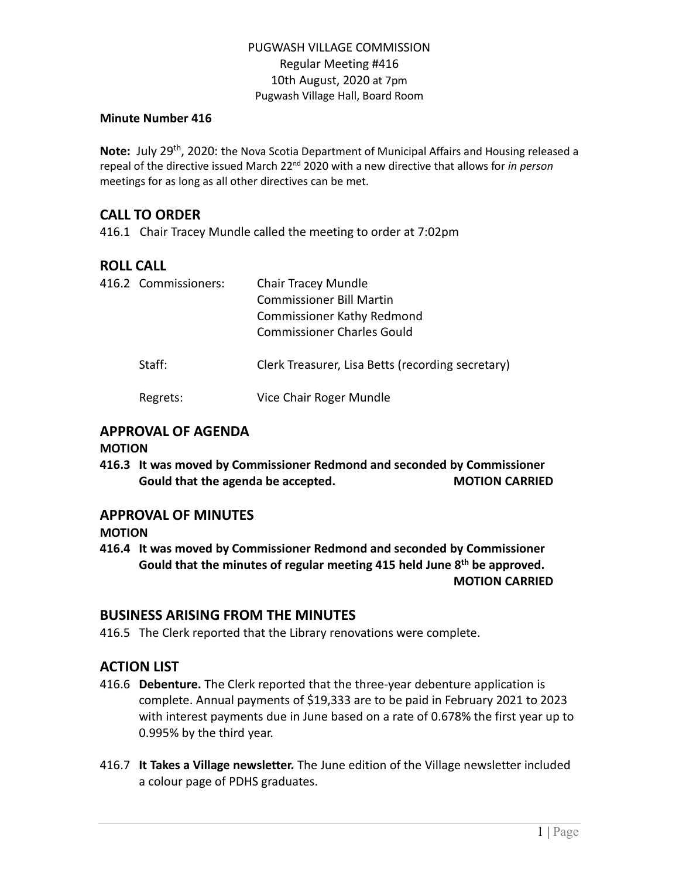PUGWASH VILLAGE COMMISSION
Regular Meeting #416
10th August, 2020 at 7pm
Pugwash Village Hall, Board Room

**Minute Number 416**

**Note:** July 29th, 2020: the Nova Scotia Department of Municipal Affairs and Housing released a repeal of the directive issued March 22nd 2020 with a new directive that allows for *in person* meetings for as long as all other directives can be met.

## CALL TO ORDER

416.1 Chair Tracey Mundle called the meeting to order at 7:02pm

## ROLL CALL

| | | |
|---|---|---|
| 416.2 | Commissioners: | Chair Tracey Mundle<br>Commissioner Bill Martin<br>Commissioner Kathy Redmond<br>Commissioner Charles Gould |
| | Staff: | Clerk Treasurer, Lisa Betts (recording secretary) |
| | Regrets: | Vice Chair Roger Mundle |

## APPROVAL OF AGENDA

**MOTION**

**416.3 It was moved by Commissioner Redmond and seconded by Commissioner Gould that the agenda be accepted. MOTION CARRIED**

## APPROVAL OF MINUTES

**MOTION**

**416.4 It was moved by Commissioner Redmond and seconded by Commissioner Gould that the minutes of regular meeting 415 held June 8th be approved. MOTION CARRIED**

## BUSINESS ARISING FROM THE MINUTES

416.5 The Clerk reported that the Library renovations were complete.

## ACTION LIST

416.6 **Debenture.** The Clerk reported that the three-year debenture application is complete. Annual payments of $19,333 are to be paid in February 2021 to 2023 with interest payments due in June based on a rate of 0.678% the first year up to 0.995% by the third year.

416.7 **It Takes a Village newsletter.** The June edition of the Village newsletter included a colour page of PDHS graduates.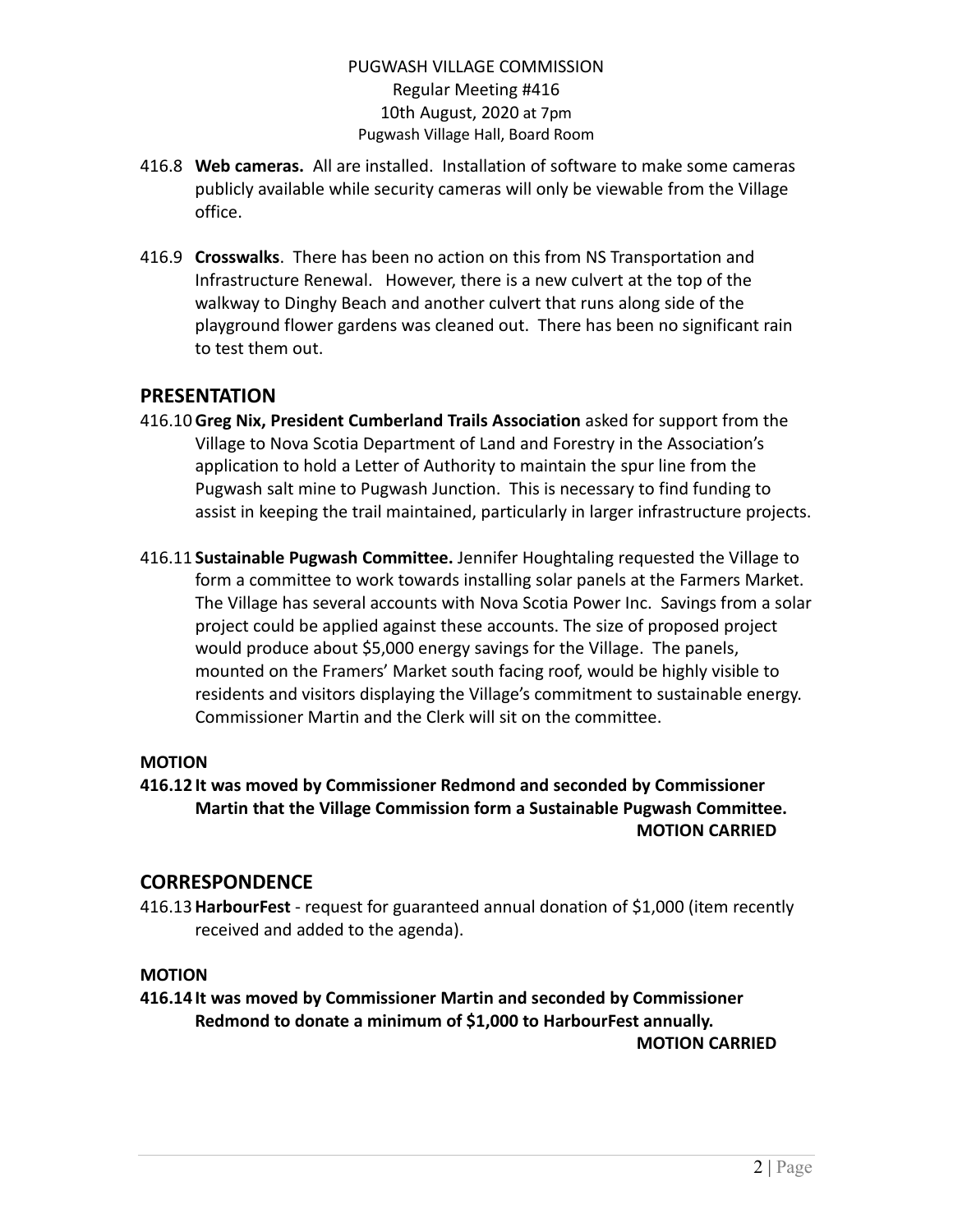416.8 **Web cameras.** All are installed. Installation of software to make some cameras publicly available while security cameras will only be viewable from the Village office.

416.9 **Crosswalks**. There has been no action on this from NS Transportation and Infrastructure Renewal. However, there is a new culvert at the top of the walkway to Dinghy Beach and another culvert that runs along side of the playground flower gardens was cleaned out. There has been no significant rain to test them out.

## PRESENTATION

416.10 **Greg Nix, President Cumberland Trails Association** asked for support from the Village to Nova Scotia Department of Land and Forestry in the Association's application to hold a Letter of Authority to maintain the spur line from the Pugwash salt mine to Pugwash Junction. This is necessary to find funding to assist in keeping the trail maintained, particularly in larger infrastructure projects.

416.11 **Sustainable Pugwash Committee.** Jennifer Houghtaling requested the Village to form a committee to work towards installing solar panels at the Farmers Market. The Village has several accounts with Nova Scotia Power Inc. Savings from a solar project could be applied against these accounts. The size of proposed project would produce about $5,000 energy savings for the Village. The panels, mounted on the Framers' Market south facing roof, would be highly visible to residents and visitors displaying the Village's commitment to sustainable energy. Commissioner Martin and the Clerk will sit on the committee.

**MOTION**

**416.12 It was moved by Commissioner Redmond and seconded by Commissioner Martin that the Village Commission form a Sustainable Pugwash Committee.**
**MOTION CARRIED**

## CORRESPONDENCE

416.13 **HarbourFest** - request for guaranteed annual donation of $1,000 (item recently received and added to the agenda).

**MOTION**

**416.14 It was moved by Commissioner Martin and seconded by Commissioner Redmond to donate a minimum of $1,000 to HarbourFest annually.**
**MOTION CARRIED**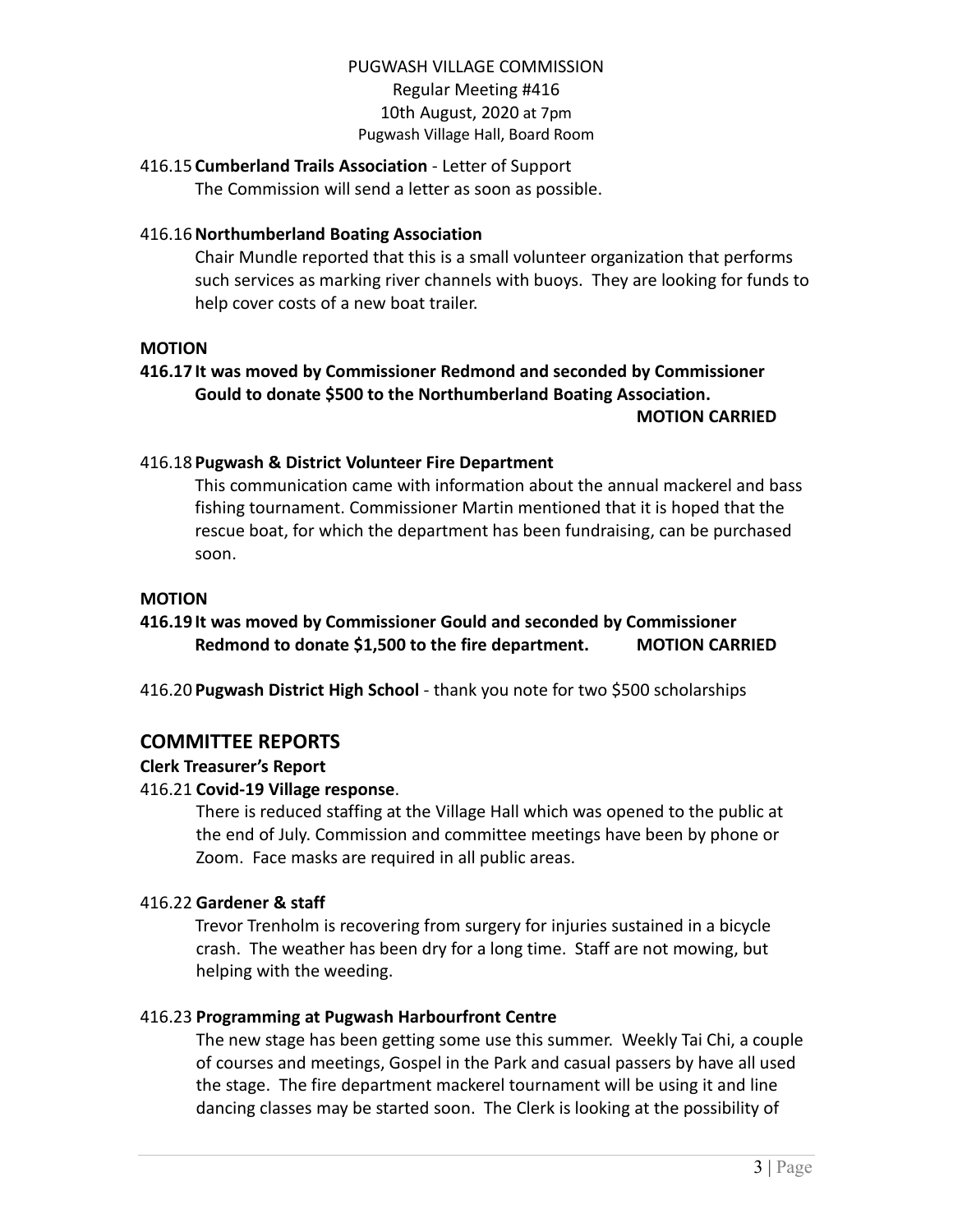416.15 **Cumberland Trails Association** - Letter of Support

The Commission will send a letter as soon as possible.

416.16 **Northumberland Boating Association**

Chair Mundle reported that this is a small volunteer organization that performs such services as marking river channels with buoys. They are looking for funds to help cover costs of a new boat trailer.

**MOTION**

**416.17 It was moved by Commissioner Redmond and seconded by Commissioner Gould to donate $500 to the Northumberland Boating Association.**
**MOTION CARRIED**

416.18 **Pugwash & District Volunteer Fire Department**

This communication came with information about the annual mackerel and bass fishing tournament. Commissioner Martin mentioned that it is hoped that the rescue boat, for which the department has been fundraising, can be purchased soon.

**MOTION**

**416.19 It was moved by Commissioner Gould and seconded by Commissioner Redmond to donate $1,500 to the fire department. MOTION CARRIED**

416.20 **Pugwash District High School** - thank you note for two $500 scholarships

## COMMITTEE REPORTS

### Clerk Treasurer's Report

416.21 **Covid-19 Village response**.

There is reduced staffing at the Village Hall which was opened to the public at the end of July. Commission and committee meetings have been by phone or Zoom. Face masks are required in all public areas.

416.22 **Gardener & staff**

Trevor Trenholm is recovering from surgery for injuries sustained in a bicycle crash. The weather has been dry for a long time. Staff are not mowing, but helping with the weeding.

416.23 **Programming at Pugwash Harbourfront Centre**

The new stage has been getting some use this summer. Weekly Tai Chi, a couple of courses and meetings, Gospel in the Park and casual passers by have all used the stage. The fire department mackerel tournament will be using it and line dancing classes may be started soon. The Clerk is looking at the possibility of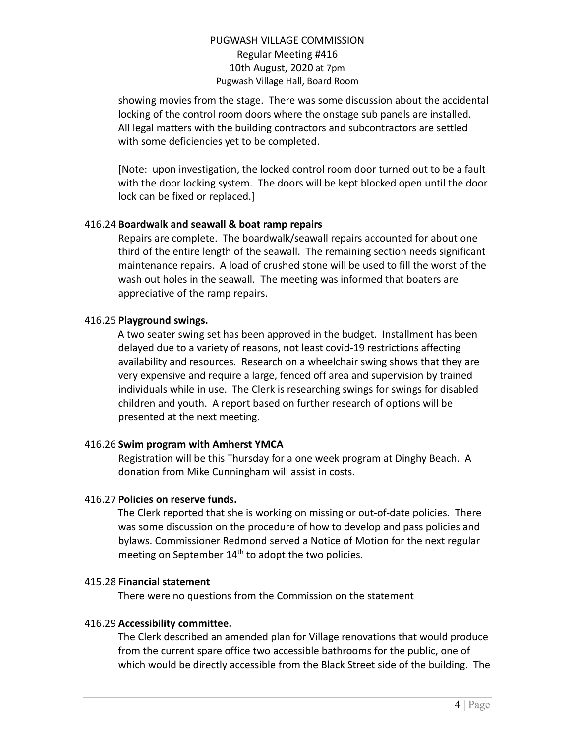showing movies from the stage. There was some discussion about the accidental locking of the control room doors where the onstage sub panels are installed. All legal matters with the building contractors and subcontractors are settled with some deficiencies yet to be completed.

[Note: upon investigation, the locked control room door turned out to be a fault with the door locking system. The doors will be kept blocked open until the door lock can be fixed or replaced.]

416.24 **Boardwalk and seawall & boat ramp repairs**

Repairs are complete. The boardwalk/seawall repairs accounted for about one third of the entire length of the seawall. The remaining section needs significant maintenance repairs. A load of crushed stone will be used to fill the worst of the wash out holes in the seawall. The meeting was informed that boaters are appreciative of the ramp repairs.

416.25 **Playground swings.**

A two seater swing set has been approved in the budget. Installment has been delayed due to a variety of reasons, not least covid-19 restrictions affecting availability and resources. Research on a wheelchair swing shows that they are very expensive and require a large, fenced off area and supervision by trained individuals while in use. The Clerk is researching swings for swings for disabled children and youth. A report based on further research of options will be presented at the next meeting.

416.26 **Swim program with Amherst YMCA**

Registration will be this Thursday for a one week program at Dinghy Beach. A donation from Mike Cunningham will assist in costs.

416.27 **Policies on reserve funds.**

The Clerk reported that she is working on missing or out-of-date policies. There was some discussion on the procedure of how to develop and pass policies and bylaws. Commissioner Redmond served a Notice of Motion for the next regular meeting on September 14th to adopt the two policies.

415.28 **Financial statement**

There were no questions from the Commission on the statement

416.29 **Accessibility committee.**

The Clerk described an amended plan for Village renovations that would produce from the current spare office two accessible bathrooms for the public, one of which would be directly accessible from the Black Street side of the building. The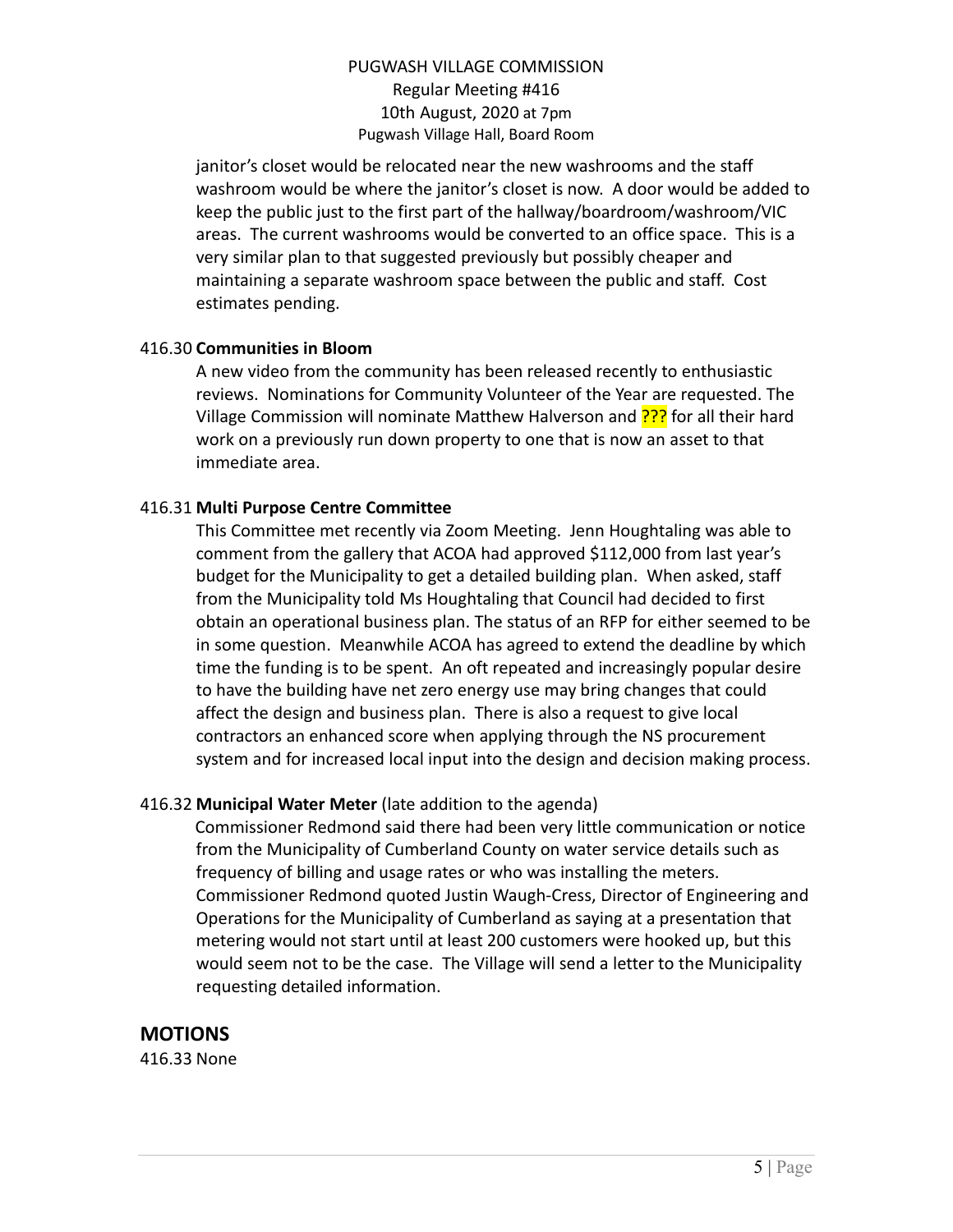janitor's closet would be relocated near the new washrooms and the staff washroom would be where the janitor's closet is now. A door would be added to keep the public just to the first part of the hallway/boardroom/washroom/VIC areas. The current washrooms would be converted to an office space. This is a very similar plan to that suggested previously but possibly cheaper and maintaining a separate washroom space between the public and staff. Cost estimates pending.

416.30 **Communities in Bloom**

A new video from the community has been released recently to enthusiastic reviews. Nominations for Community Volunteer of the Year are requested. The Village Commission will nominate Matthew Halverson and ??? for all their hard work on a previously run down property to one that is now an asset to that immediate area.

416.31 **Multi Purpose Centre Committee**

This Committee met recently via Zoom Meeting. Jenn Houghtaling was able to comment from the gallery that ACOA had approved $112,000 from last year's budget for the Municipality to get a detailed building plan. When asked, staff from the Municipality told Ms Houghtaling that Council had decided to first obtain an operational business plan. The status of an RFP for either seemed to be in some question. Meanwhile ACOA has agreed to extend the deadline by which time the funding is to be spent. An oft repeated and increasingly popular desire to have the building have net zero energy use may bring changes that could affect the design and business plan. There is also a request to give local contractors an enhanced score when applying through the NS procurement system and for increased local input into the design and decision making process.

416.32 **Municipal Water Meter** (late addition to the agenda)

Commissioner Redmond said there had been very little communication or notice from the Municipality of Cumberland County on water service details such as frequency of billing and usage rates or who was installing the meters. Commissioner Redmond quoted Justin Waugh-Cress, Director of Engineering and Operations for the Municipality of Cumberland as saying at a presentation that metering would not start until at least 200 customers were hooked up, but this would seem not to be the case. The Village will send a letter to the Municipality requesting detailed information.

## MOTIONS

416.33 None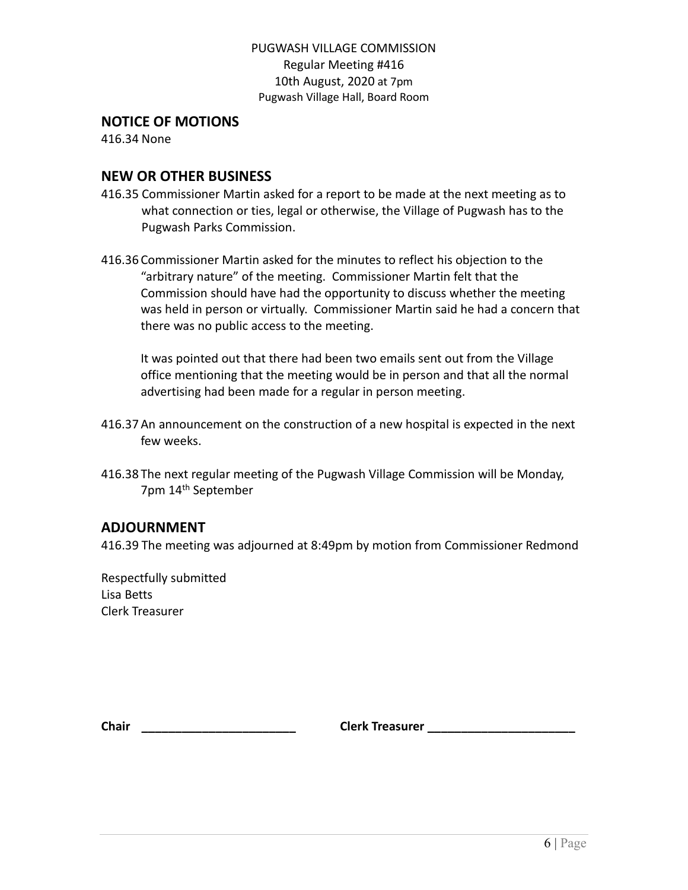PUGWASH VILLAGE COMMISSION
Regular Meeting #416
10th August, 2020 at 7pm
Pugwash Village Hall, Board Room

## NOTICE OF MOTIONS

416.34 None

## NEW OR OTHER BUSINESS

416.35 Commissioner Martin asked for a report to be made at the next meeting as to what connection or ties, legal or otherwise, the Village of Pugwash has to the Pugwash Parks Commission.

416.36 Commissioner Martin asked for the minutes to reflect his objection to the "arbitrary nature" of the meeting. Commissioner Martin felt that the Commission should have had the opportunity to discuss whether the meeting was held in person or virtually. Commissioner Martin said he had a concern that there was no public access to the meeting.

It was pointed out that there had been two emails sent out from the Village office mentioning that the meeting would be in person and that all the normal advertising had been made for a regular in person meeting.

416.37 An announcement on the construction of a new hospital is expected in the next few weeks.

416.38 The next regular meeting of the Pugwash Village Commission will be Monday, 7pm 14th September

## ADJOURNMENT

416.39 The meeting was adjourned at 8:49pm by motion from Commissioner Redmond

Respectfully submitted
Lisa Betts
Clerk Treasurer

**Chair** ______________________ **Clerk Treasurer** ______________________